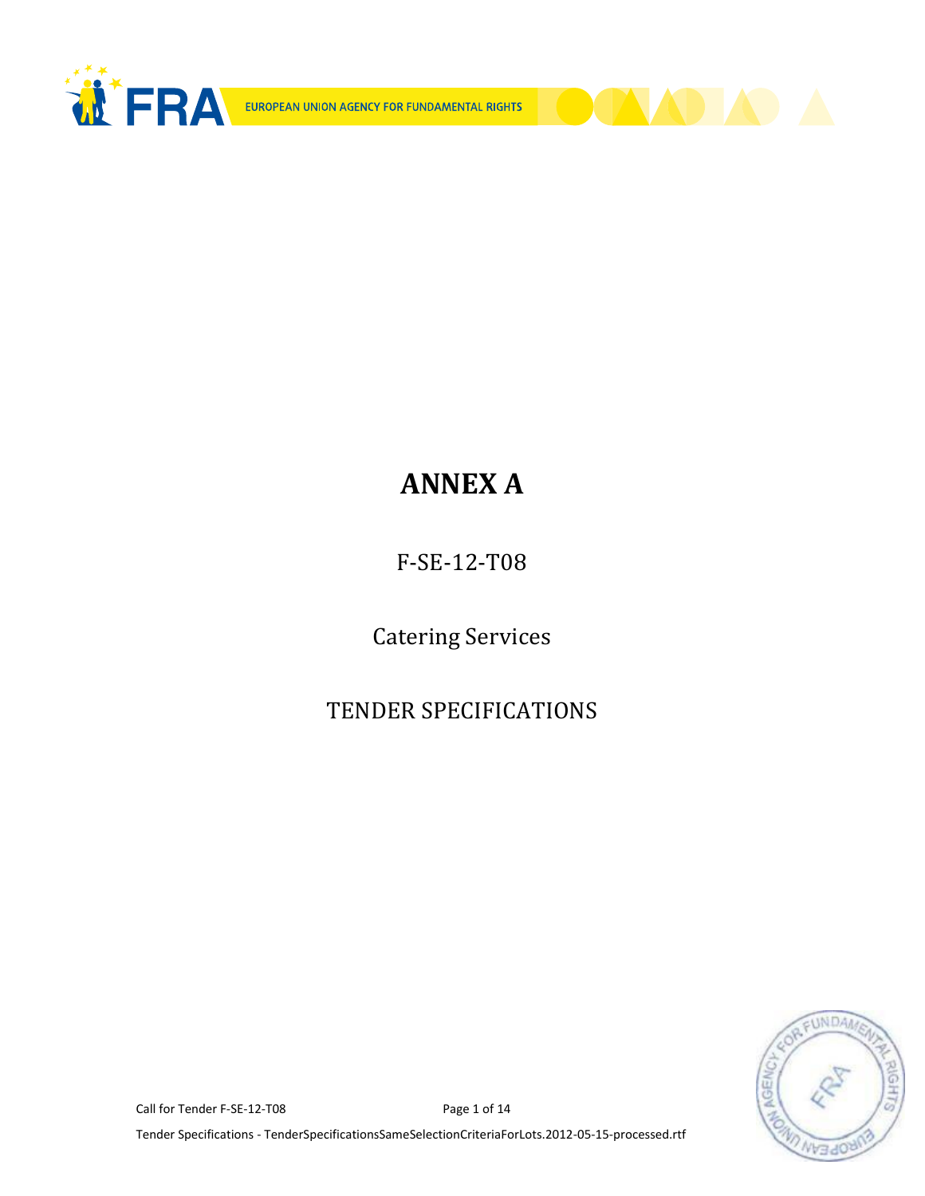# ANNEX A

F-SE-12-T08

Catering Services

TENDER SPECIFICATIONS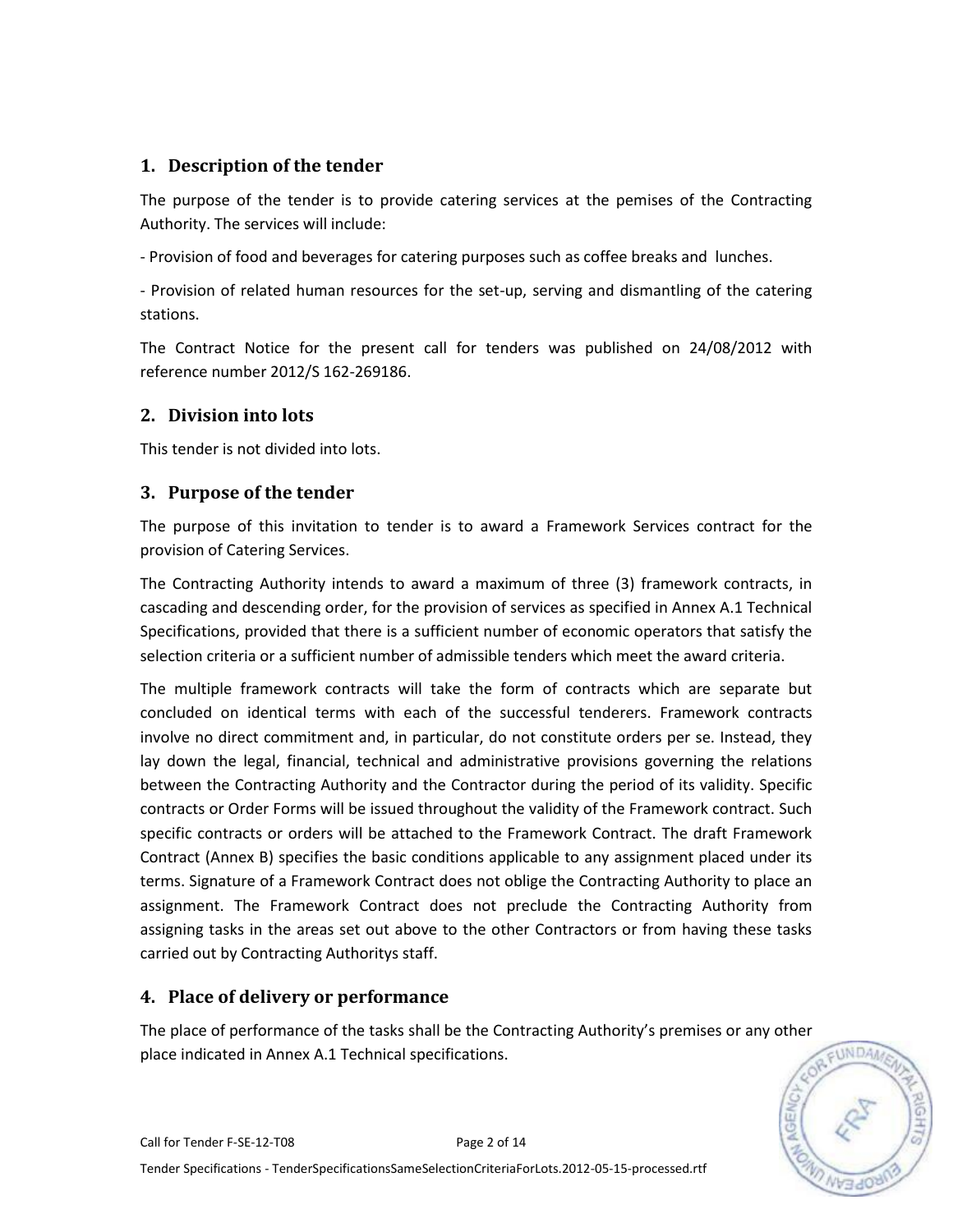## 1. Description of the tender

The purpose of the tender is to provide catering services at the pemises of the Contracting Authority. The services will include:

- Provision of food and beverages for catering purposes such as coffee breaks and lunches.

- Provision of related human resources for the set-up, serving and dismantling of the catering stations.

The Contract Notice for the present call for tenders was published on 24/08/2012 with reference number 2012/S 162-269186.

## 2. Division into lots

This tender is not divided into lots.

## 3. Purpose of the tender

The purpose of this invitation to tender is to award a Framework Services contract for the provision of Catering Services.

The Contracting Authority intends to award a maximum of three (3) framework contracts, in cascading and descending order, for the provision of services as specified in Annex A.1 Technical Specifications, provided that there is a sufficient number of economic operators that satisfy the selection criteria or a sufficient number of admissible tenders which meet the award criteria.

The multiple framework contracts will take the form of contracts which are separate but concluded on identical terms with each of the successful tenderers. Framework contracts involve no direct commitment and, in particular, do not constitute orders per se. Instead, they lay down the legal, financial, technical and administrative provisions governing the relations between the Contracting Authority and the Contractor during the period of its validity. Specific contracts or Order Forms will be issued throughout the validity of the Framework contract. Such specific contracts or orders will be attached to the Framework Contract. The draft Framework Contract (Annex B) specifies the basic conditions applicable to any assignment placed under its terms. Signature of a Framework Contract does not oblige the Contracting Authority to place an assignment. The Framework Contract does not preclude the Contracting Authority from assigning tasks in the areas set out above to the other Contractors or from having these tasks carried out by Contracting Authoritys staff.

## 4. Place of delivery or performance

The place of performance of the tasks shall be the Contracting Authority's premises or any other place indicated in Annex A.1 Technical specifications.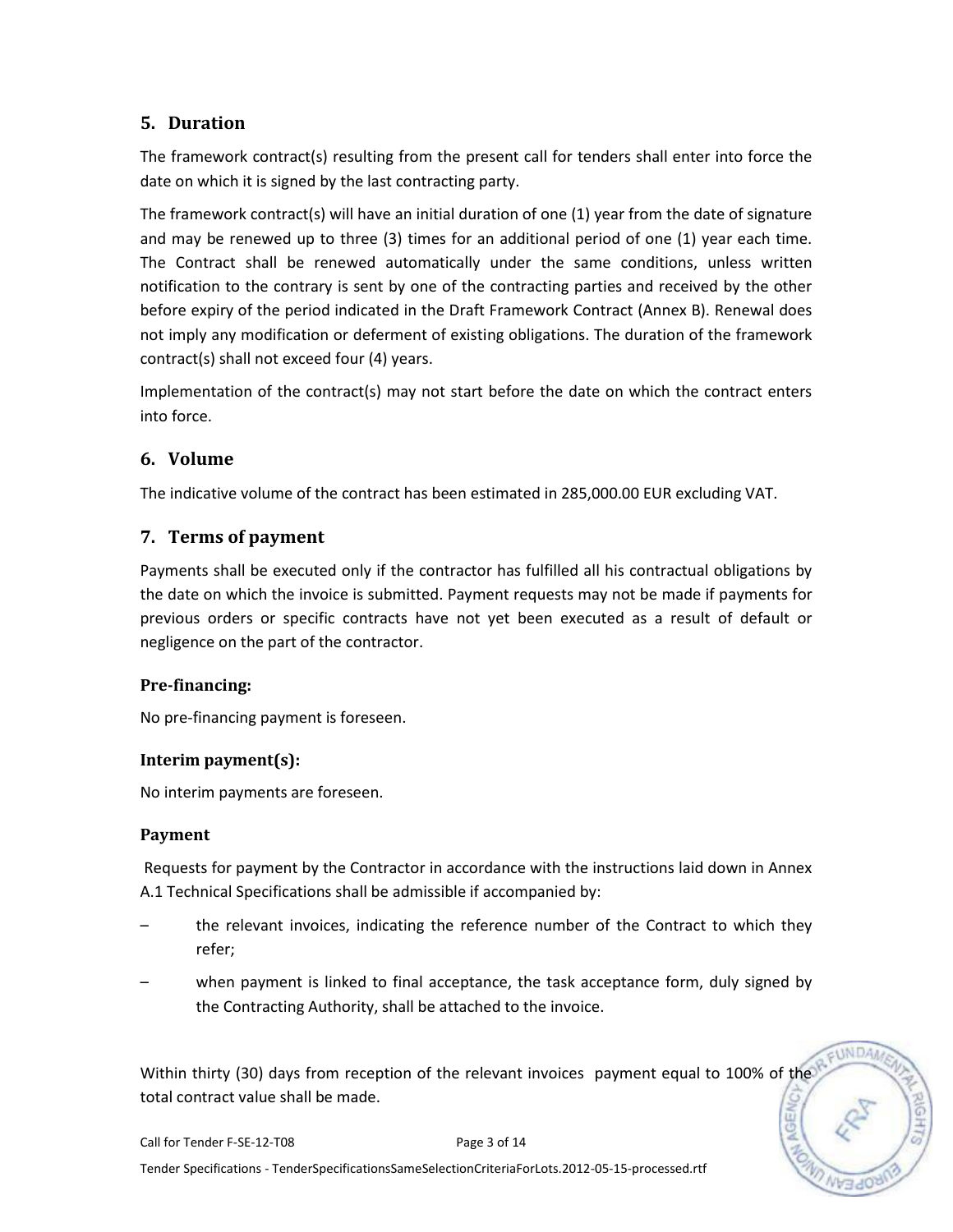## 5. Duration

The framework contract(s) resulting from the present call for tenders shall enter into force the date on which it is signed by the last contracting party.

The framework contract(s) will have an initial duration of one (1) year from the date of signature and may be renewed up to three (3) times for an additional period of one (1) year each time. The Contract shall be renewed automatically under the same conditions, unless written notification to the contrary is sent by one of the contracting parties and received by the other before expiry of the period indicated in the Draft Framework Contract (Annex B). Renewal does not imply any modification or deferment of existing obligations. The duration of the framework contract(s) shall not exceed four (4) years.

Implementation of the contract(s) may not start before the date on which the contract enters into force.

## 6. Volume

The indicative volume of the contract has been estimated in 285,000.00 EUR excluding VAT.

## 7. Terms of payment

Payments shall be executed only if the contractor has fulfilled all his contractual obligations by the date on which the invoice is submitted. Payment requests may not be made if payments for previous orders or specific contracts have not yet been executed as a result of default or negligence on the part of the contractor.

### Pre-financing:

No pre-financing payment is foreseen.

### Interim payment(s):

No interim payments are foreseen.

### Payment

Requests for payment by the Contractor in accordance with the instructions laid down in Annex A.1 Technical Specifications shall be admissible if accompanied by:

– the relevant invoices, indicating the reference number of the Contract to which they refer;

– when payment is linked to final acceptance, the task acceptance form, duly signed by the Contracting Authority, shall be attached to the invoice.

Within thirty (30) days from reception of the relevant invoices payment equal to 100% of the total contract value shall be made.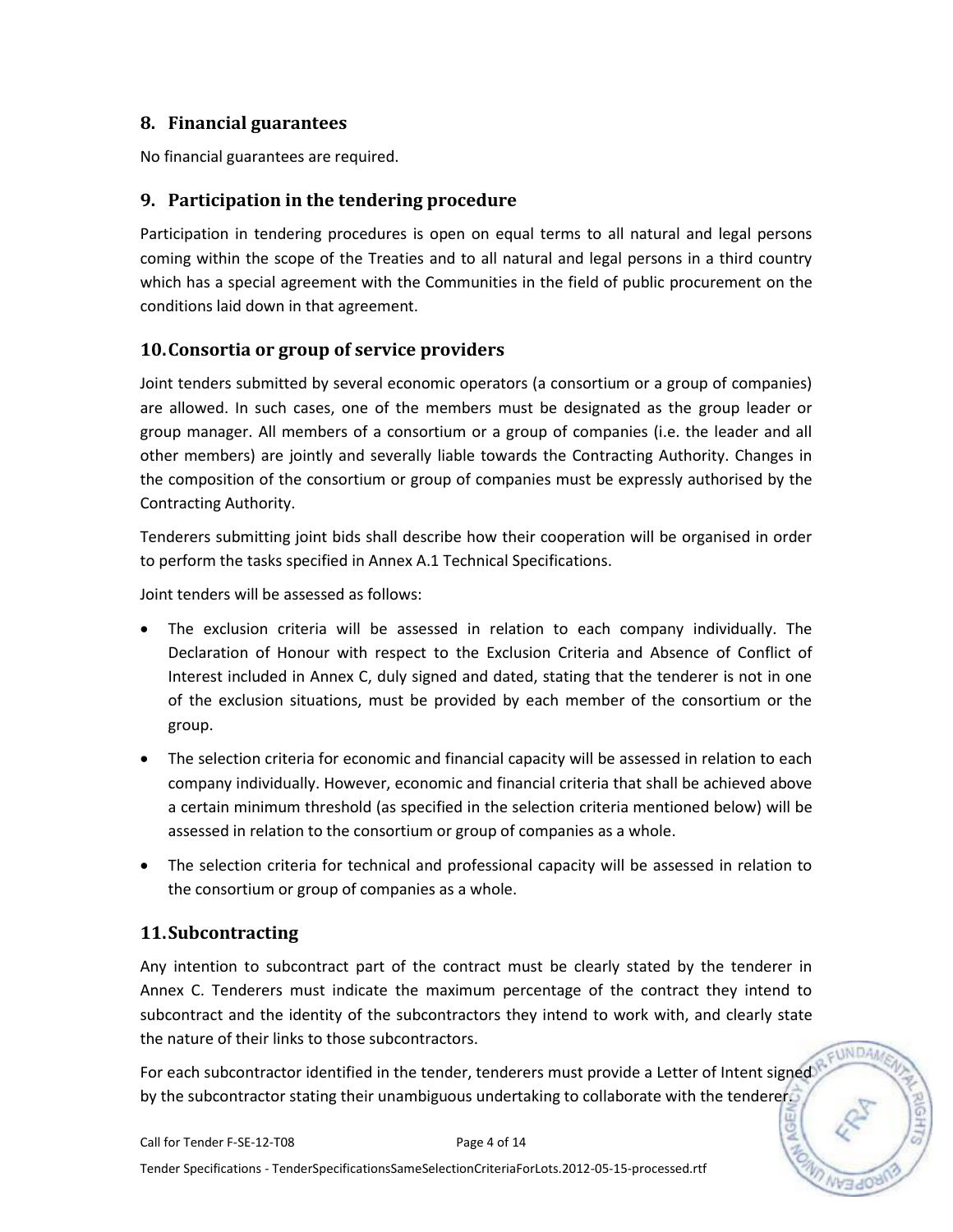## 8. Financial guarantees

No financial guarantees are required.

## 9. Participation in the tendering procedure

Participation in tendering procedures is open on equal terms to all natural and legal persons coming within the scope of the Treaties and to all natural and legal persons in a third country which has a special agreement with the Communities in the field of public procurement on the conditions laid down in that agreement.

## 10. Consortia or group of service providers

Joint tenders submitted by several economic operators (a consortium or a group of companies) are allowed. In such cases, one of the members must be designated as the group leader or group manager. All members of a consortium or a group of companies (i.e. the leader and all other members) are jointly and severally liable towards the Contracting Authority. Changes in the composition of the consortium or group of companies must be expressly authorised by the Contracting Authority.

Tenderers submitting joint bids shall describe how their cooperation will be organised in order to perform the tasks specified in Annex A.1 Technical Specifications.

Joint tenders will be assessed as follows:

- The exclusion criteria will be assessed in relation to each company individually. The Declaration of Honour with respect to the Exclusion Criteria and Absence of Conflict of Interest included in Annex C, duly signed and dated, stating that the tenderer is not in one of the exclusion situations, must be provided by each member of the consortium or the group.
- The selection criteria for economic and financial capacity will be assessed in relation to each company individually. However, economic and financial criteria that shall be achieved above a certain minimum threshold (as specified in the selection criteria mentioned below) will be assessed in relation to the consortium or group of companies as a whole.
- The selection criteria for technical and professional capacity will be assessed in relation to the consortium or group of companies as a whole.

## 11. Subcontracting

Any intention to subcontract part of the contract must be clearly stated by the tenderer in Annex C. Tenderers must indicate the maximum percentage of the contract they intend to subcontract and the identity of the subcontractors they intend to work with, and clearly state the nature of their links to those subcontractors.

For each subcontractor identified in the tender, tenderers must provide a Letter of Intent signed by the subcontractor stating their unambiguous undertaking to collaborate with the tenderer.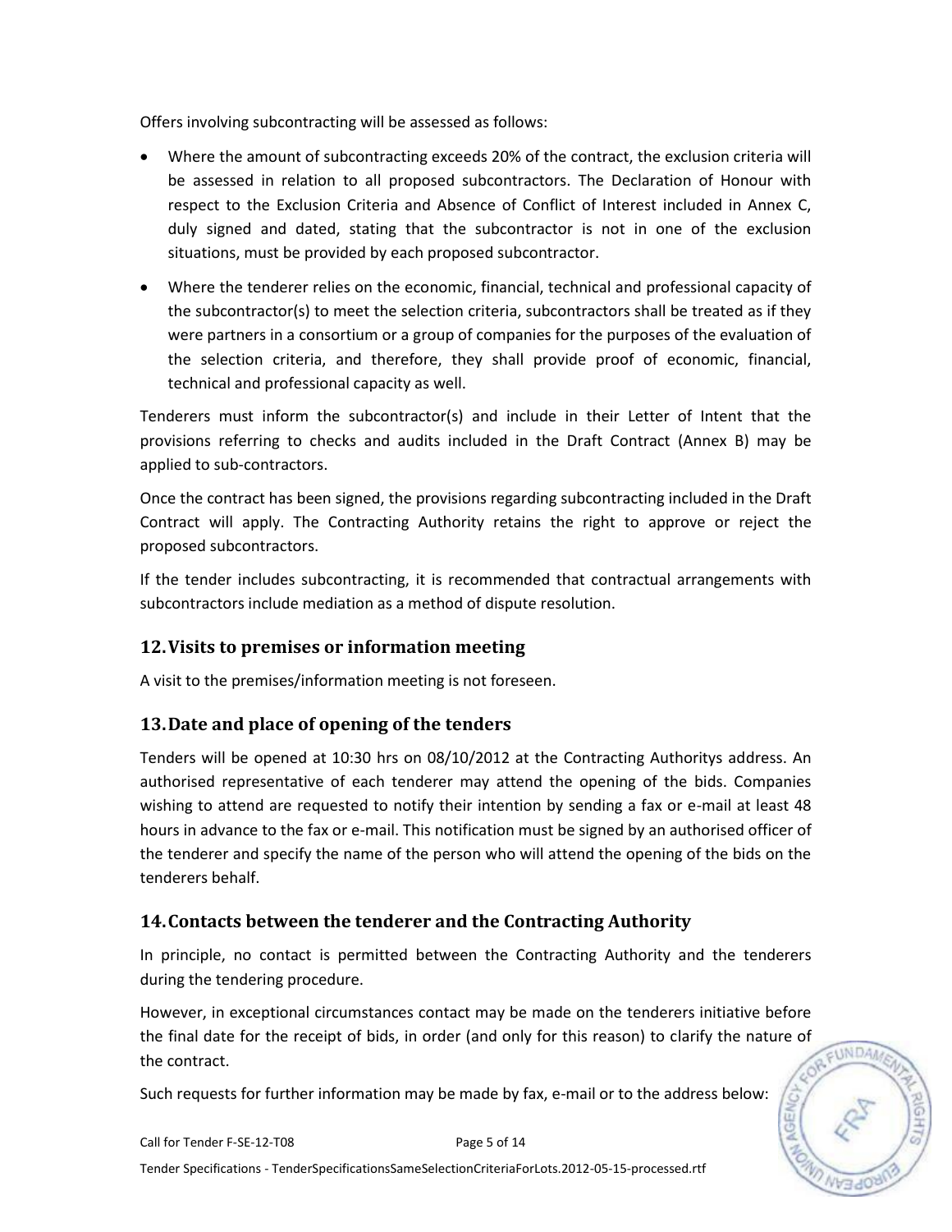Offers involving subcontracting will be assessed as follows:

- Where the amount of subcontracting exceeds 20% of the contract, the exclusion criteria will be assessed in relation to all proposed subcontractors. The Declaration of Honour with respect to the Exclusion Criteria and Absence of Conflict of Interest included in Annex C, duly signed and dated, stating that the subcontractor is not in one of the exclusion situations, must be provided by each proposed subcontractor.
- Where the tenderer relies on the economic, financial, technical and professional capacity of the subcontractor(s) to meet the selection criteria, subcontractors shall be treated as if they were partners in a consortium or a group of companies for the purposes of the evaluation of the selection criteria, and therefore, they shall provide proof of economic, financial, technical and professional capacity as well.

Tenderers must inform the subcontractor(s) and include in their Letter of Intent that the provisions referring to checks and audits included in the Draft Contract (Annex B) may be applied to sub-contractors.

Once the contract has been signed, the provisions regarding subcontracting included in the Draft Contract will apply. The Contracting Authority retains the right to approve or reject the proposed subcontractors.

If the tender includes subcontracting, it is recommended that contractual arrangements with subcontractors include mediation as a method of dispute resolution.

## 12. Visits to premises or information meeting

A visit to the premises/information meeting is not foreseen.

## 13. Date and place of opening of the tenders

Tenders will be opened at 10:30 hrs on 08/10/2012 at the Contracting Authoritys address. An authorised representative of each tenderer may attend the opening of the bids. Companies wishing to attend are requested to notify their intention by sending a fax or e-mail at least 48 hours in advance to the fax or e-mail. This notification must be signed by an authorised officer of the tenderer and specify the name of the person who will attend the opening of the bids on the tenderers behalf.

## 14. Contacts between the tenderer and the Contracting Authority

In principle, no contact is permitted between the Contracting Authority and the tenderers during the tendering procedure.

However, in exceptional circumstances contact may be made on the tenderers initiative before the final date for the receipt of bids, in order (and only for this reason) to clarify the nature of the contract.

Such requests for further information may be made by fax, e-mail or to the address below: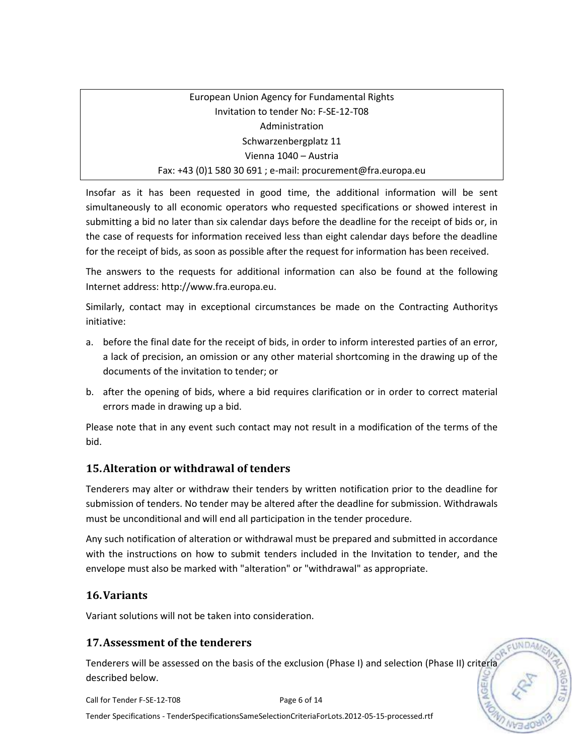European Union Agency for Fundamental Rights
Invitation to tender No: F-SE-12-T08
Administration
Schwarzenbergplatz 11
Vienna 1040 – Austria
Fax: +43 (0)1 580 30 691 ; e-mail: procurement@fra.europa.eu

Insofar as it has been requested in good time, the additional information will be sent simultaneously to all economic operators who requested specifications or showed interest in submitting a bid no later than six calendar days before the deadline for the receipt of bids or, in the case of requests for information received less than eight calendar days before the deadline for the receipt of bids, as soon as possible after the request for information has been received.

The answers to the requests for additional information can also be found at the following Internet address: http://www.fra.europa.eu.

Similarly, contact may in exceptional circumstances be made on the Contracting Authoritys initiative:

a. before the final date for the receipt of bids, in order to inform interested parties of an error, a lack of precision, an omission or any other material shortcoming in the drawing up of the documents of the invitation to tender; or

b. after the opening of bids, where a bid requires clarification or in order to correct material errors made in drawing up a bid.

Please note that in any event such contact may not result in a modification of the terms of the bid.

## 15. Alteration or withdrawal of tenders

Tenderers may alter or withdraw their tenders by written notification prior to the deadline for submission of tenders. No tender may be altered after the deadline for submission. Withdrawals must be unconditional and will end all participation in the tender procedure.

Any such notification of alteration or withdrawal must be prepared and submitted in accordance with the instructions on how to submit tenders included in the Invitation to tender, and the envelope must also be marked with "alteration" or "withdrawal" as appropriate.

## 16. Variants

Variant solutions will not be taken into consideration.

## 17. Assessment of the tenderers

Tenderers will be assessed on the basis of the exclusion (Phase I) and selection (Phase II) criteria described below.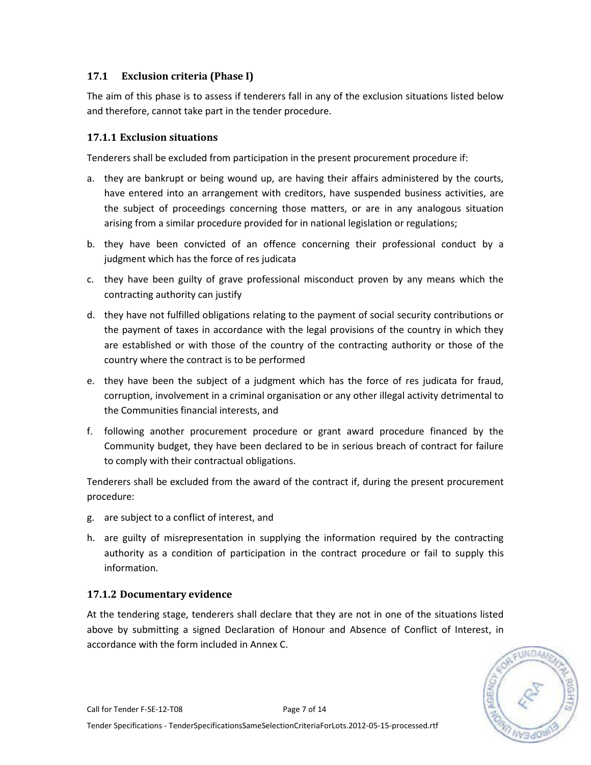## 17.1 Exclusion criteria (Phase I)

The aim of this phase is to assess if tenderers fall in any of the exclusion situations listed below and therefore, cannot take part in the tender procedure.

### 17.1.1 Exclusion situations

Tenderers shall be excluded from participation in the present procurement procedure if:

a. they are bankrupt or being wound up, are having their affairs administered by the courts, have entered into an arrangement with creditors, have suspended business activities, are the subject of proceedings concerning those matters, or are in any analogous situation arising from a similar procedure provided for in national legislation or regulations;

b. they have been convicted of an offence concerning their professional conduct by a judgment which has the force of res judicata

c. they have been guilty of grave professional misconduct proven by any means which the contracting authority can justify

d. they have not fulfilled obligations relating to the payment of social security contributions or the payment of taxes in accordance with the legal provisions of the country in which they are established or with those of the country of the contracting authority or those of the country where the contract is to be performed

e. they have been the subject of a judgment which has the force of res judicata for fraud, corruption, involvement in a criminal organisation or any other illegal activity detrimental to the Communities financial interests, and

f. following another procurement procedure or grant award procedure financed by the Community budget, they have been declared to be in serious breach of contract for failure to comply with their contractual obligations.

Tenderers shall be excluded from the award of the contract if, during the present procurement procedure:

g. are subject to a conflict of interest, and

h. are guilty of misrepresentation in supplying the information required by the contracting authority as a condition of participation in the contract procedure or fail to supply this information.

### 17.1.2 Documentary evidence

At the tendering stage, tenderers shall declare that they are not in one of the situations listed above by submitting a signed Declaration of Honour and Absence of Conflict of Interest, in accordance with the form included in Annex C.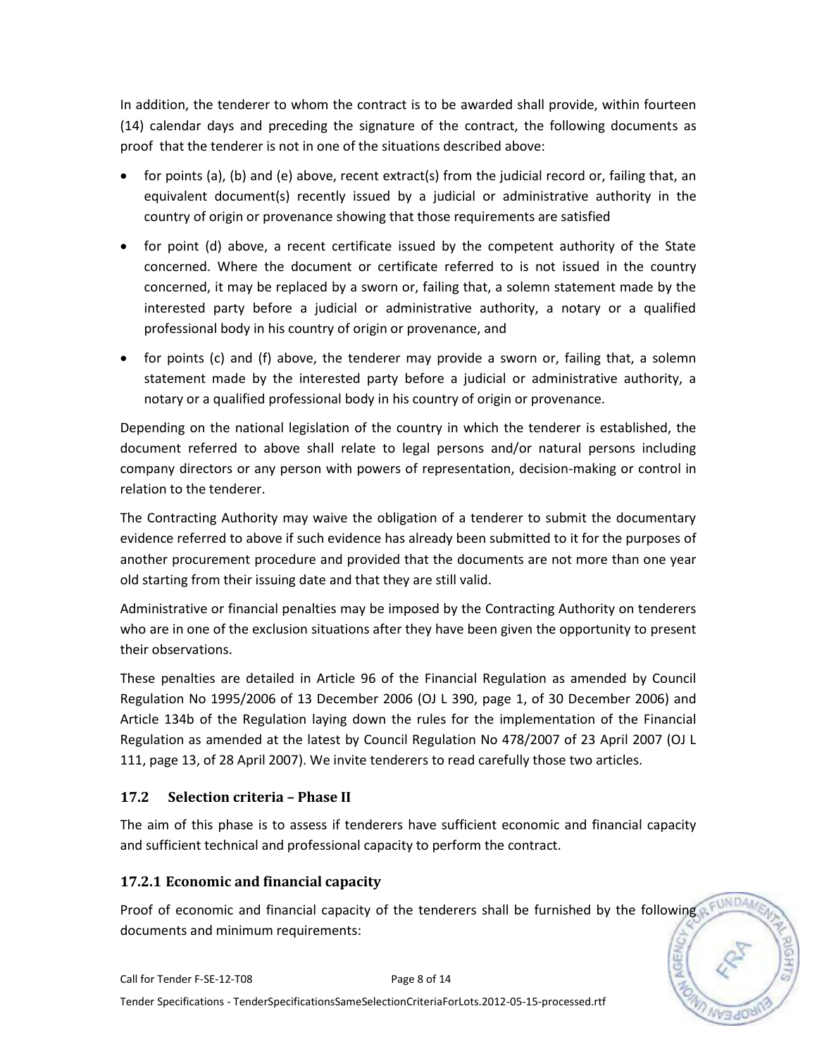In addition, the tenderer to whom the contract is to be awarded shall provide, within fourteen (14) calendar days and preceding the signature of the contract, the following documents as proof that the tenderer is not in one of the situations described above:

- for points (a), (b) and (e) above, recent extract(s) from the judicial record or, failing that, an equivalent document(s) recently issued by a judicial or administrative authority in the country of origin or provenance showing that those requirements are satisfied
- for point (d) above, a recent certificate issued by the competent authority of the State concerned. Where the document or certificate referred to is not issued in the country concerned, it may be replaced by a sworn or, failing that, a solemn statement made by the interested party before a judicial or administrative authority, a notary or a qualified professional body in his country of origin or provenance, and
- for points (c) and (f) above, the tenderer may provide a sworn or, failing that, a solemn statement made by the interested party before a judicial or administrative authority, a notary or a qualified professional body in his country of origin or provenance.

Depending on the national legislation of the country in which the tenderer is established, the document referred to above shall relate to legal persons and/or natural persons including company directors or any person with powers of representation, decision-making or control in relation to the tenderer.

The Contracting Authority may waive the obligation of a tenderer to submit the documentary evidence referred to above if such evidence has already been submitted to it for the purposes of another procurement procedure and provided that the documents are not more than one year old starting from their issuing date and that they are still valid.

Administrative or financial penalties may be imposed by the Contracting Authority on tenderers who are in one of the exclusion situations after they have been given the opportunity to present their observations.

These penalties are detailed in Article 96 of the Financial Regulation as amended by Council Regulation No 1995/2006 of 13 December 2006 (OJ L 390, page 1, of 30 December 2006) and Article 134b of the Regulation laying down the rules for the implementation of the Financial Regulation as amended at the latest by Council Regulation No 478/2007 of 23 April 2007 (OJ L 111, page 13, of 28 April 2007). We invite tenderers to read carefully those two articles.

## 17.2 Selection criteria – Phase II

The aim of this phase is to assess if tenderers have sufficient economic and financial capacity and sufficient technical and professional capacity to perform the contract.

### 17.2.1 Economic and financial capacity

Proof of economic and financial capacity of the tenderers shall be furnished by the following documents and minimum requirements: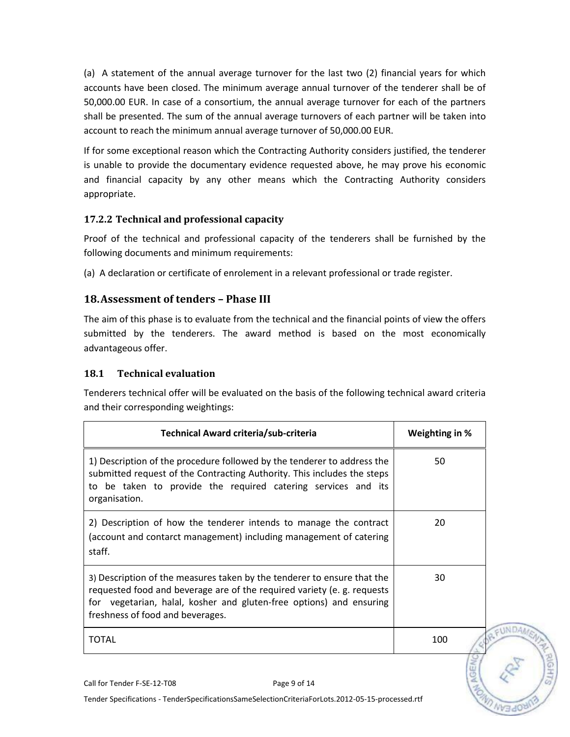(a) A statement of the annual average turnover for the last two (2) financial years for which accounts have been closed. The minimum average annual turnover of the tenderer shall be of 50,000.00 EUR. In case of a consortium, the annual average turnover for each of the partners shall be presented. The sum of the annual average turnovers of each partner will be taken into account to reach the minimum annual average turnover of 50,000.00 EUR.

If for some exceptional reason which the Contracting Authority considers justified, the tenderer is unable to provide the documentary evidence requested above, he may prove his economic and financial capacity by any other means which the Contracting Authority considers appropriate.

### 17.2.2 Technical and professional capacity

Proof of the technical and professional capacity of the tenderers shall be furnished by the following documents and minimum requirements:

(a) A declaration or certificate of enrolement in a relevant professional or trade register.

## 18. Assessment of tenders – Phase III

The aim of this phase is to evaluate from the technical and the financial points of view the offers submitted by the tenderers. The award method is based on the most economically advantageous offer.

### 18.1 Technical evaluation

Tenderers technical offer will be evaluated on the basis of the following technical award criteria and their corresponding weightings:

| Technical Award criteria/sub-criteria | Weighting in % |
|---|---|
| 1) Description of the procedure followed by the tenderer to address the submitted request of the Contracting Authority. This includes the steps to be taken to provide the required catering services and its organisation. | 50 |
| 2) Description of how the tenderer intends to manage the contract (account and contarct management) including management of catering staff. | 20 |
| 3) Description of the measures taken by the tenderer to ensure that the requested food and beverage are of the required variety (e. g. requests for vegetarian, halal, kosher and gluten-free options) and ensuring freshness of food and beverages. | 30 |
| TOTAL | 100 |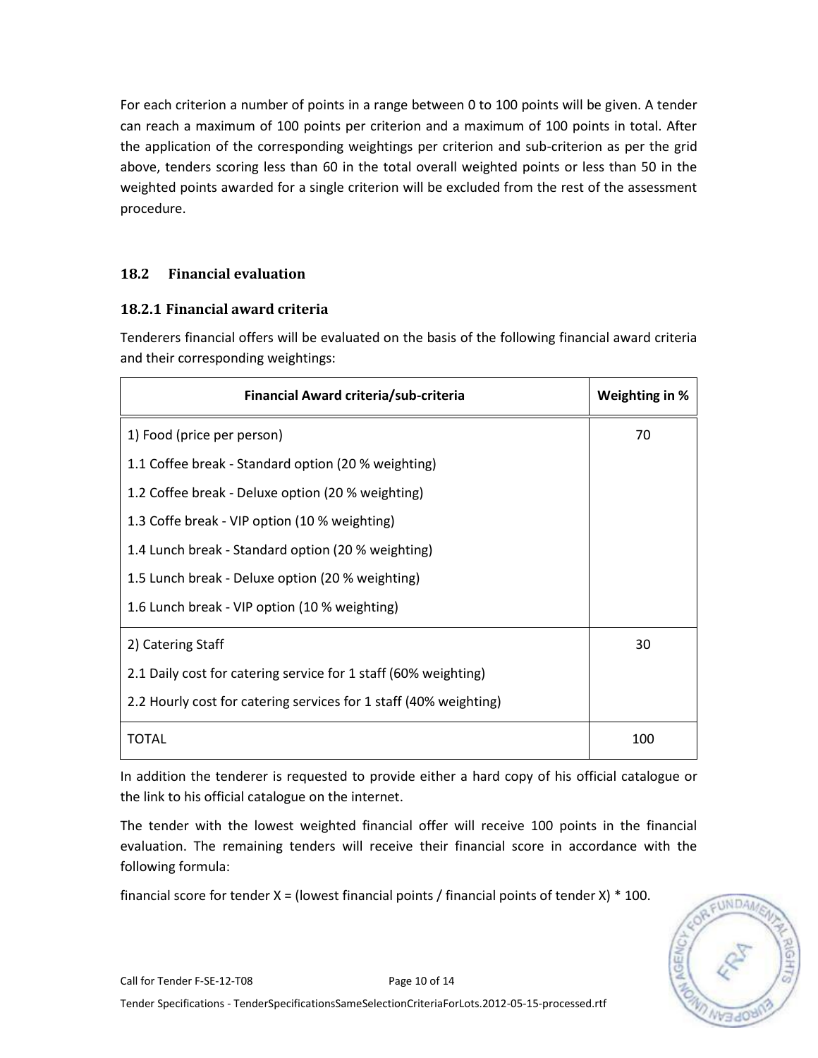For each criterion a number of points in a range between 0 to 100 points will be given. A tender can reach a maximum of 100 points per criterion and a maximum of 100 points in total. After the application of the corresponding weightings per criterion and sub-criterion as per the grid above, tenders scoring less than 60 in the total overall weighted points or less than 50 in the weighted points awarded for a single criterion will be excluded from the rest of the assessment procedure.

## 18.2 Financial evaluation

### 18.2.1 Financial award criteria

Tenderers financial offers will be evaluated on the basis of the following financial award criteria and their corresponding weightings:

| Financial Award criteria/sub-criteria | Weighting in % |
|---|---|
| 1) Food (price per person)<br>1.1 Coffee break - Standard option (20 % weighting)<br>1.2 Coffee break - Deluxe option (20 % weighting)<br>1.3 Coffe break - VIP option (10 % weighting)<br>1.4 Lunch break - Standard option (20 % weighting)<br>1.5 Lunch break - Deluxe option (20 % weighting)<br>1.6 Lunch break - VIP option (10 % weighting) | 70 |
| 2) Catering Staff<br>2.1 Daily cost for catering service for 1 staff (60% weighting)<br>2.2 Hourly cost for catering services for 1 staff (40% weighting) | 30 |
| TOTAL | 100 |

In addition the tenderer is requested to provide either a hard copy of his official catalogue or the link to his official catalogue on the internet.

The tender with the lowest weighted financial offer will receive 100 points in the financial evaluation. The remaining tenders will receive their financial score in accordance with the following formula:

financial score for tender X = (lowest financial points / financial points of tender X) * 100.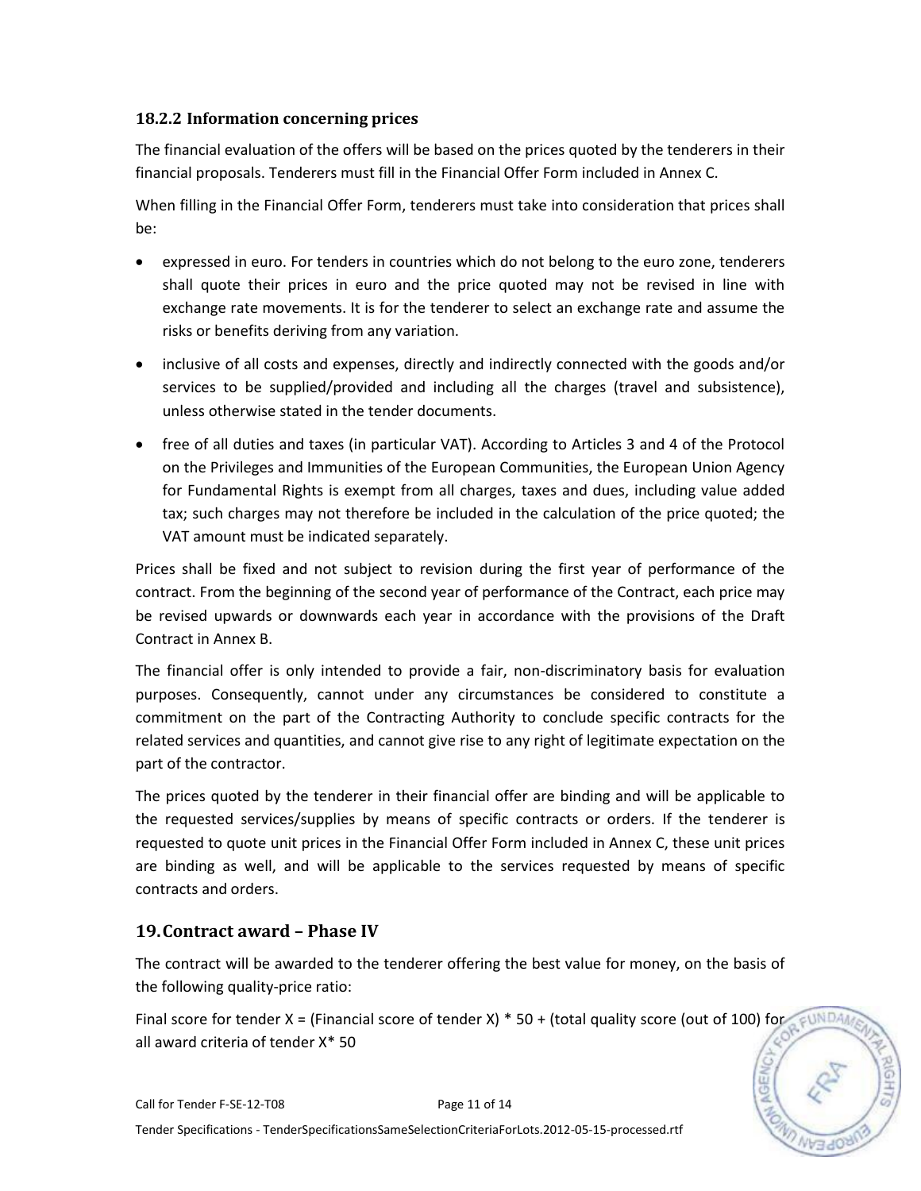### 18.2.2 Information concerning prices

The financial evaluation of the offers will be based on the prices quoted by the tenderers in their financial proposals. Tenderers must fill in the Financial Offer Form included in Annex C.

When filling in the Financial Offer Form, tenderers must take into consideration that prices shall be:

- expressed in euro. For tenders in countries which do not belong to the euro zone, tenderers shall quote their prices in euro and the price quoted may not be revised in line with exchange rate movements. It is for the tenderer to select an exchange rate and assume the risks or benefits deriving from any variation.
- inclusive of all costs and expenses, directly and indirectly connected with the goods and/or services to be supplied/provided and including all the charges (travel and subsistence), unless otherwise stated in the tender documents.
- free of all duties and taxes (in particular VAT). According to Articles 3 and 4 of the Protocol on the Privileges and Immunities of the European Communities, the European Union Agency for Fundamental Rights is exempt from all charges, taxes and dues, including value added tax; such charges may not therefore be included in the calculation of the price quoted; the VAT amount must be indicated separately.

Prices shall be fixed and not subject to revision during the first year of performance of the contract. From the beginning of the second year of performance of the Contract, each price may be revised upwards or downwards each year in accordance with the provisions of the Draft Contract in Annex B.

The financial offer is only intended to provide a fair, non-discriminatory basis for evaluation purposes. Consequently, cannot under any circumstances be considered to constitute a commitment on the part of the Contracting Authority to conclude specific contracts for the related services and quantities, and cannot give rise to any right of legitimate expectation on the part of the contractor.

The prices quoted by the tenderer in their financial offer are binding and will be applicable to the requested services/supplies by means of specific contracts or orders. If the tenderer is requested to quote unit prices in the Financial Offer Form included in Annex C, these unit prices are binding as well, and will be applicable to the services requested by means of specific contracts and orders.

## 19. Contract award – Phase IV

The contract will be awarded to the tenderer offering the best value for money, on the basis of the following quality-price ratio:

Final score for tender X = (Financial score of tender X) * 50 + (total quality score (out of 100) for all award criteria of tender X* 50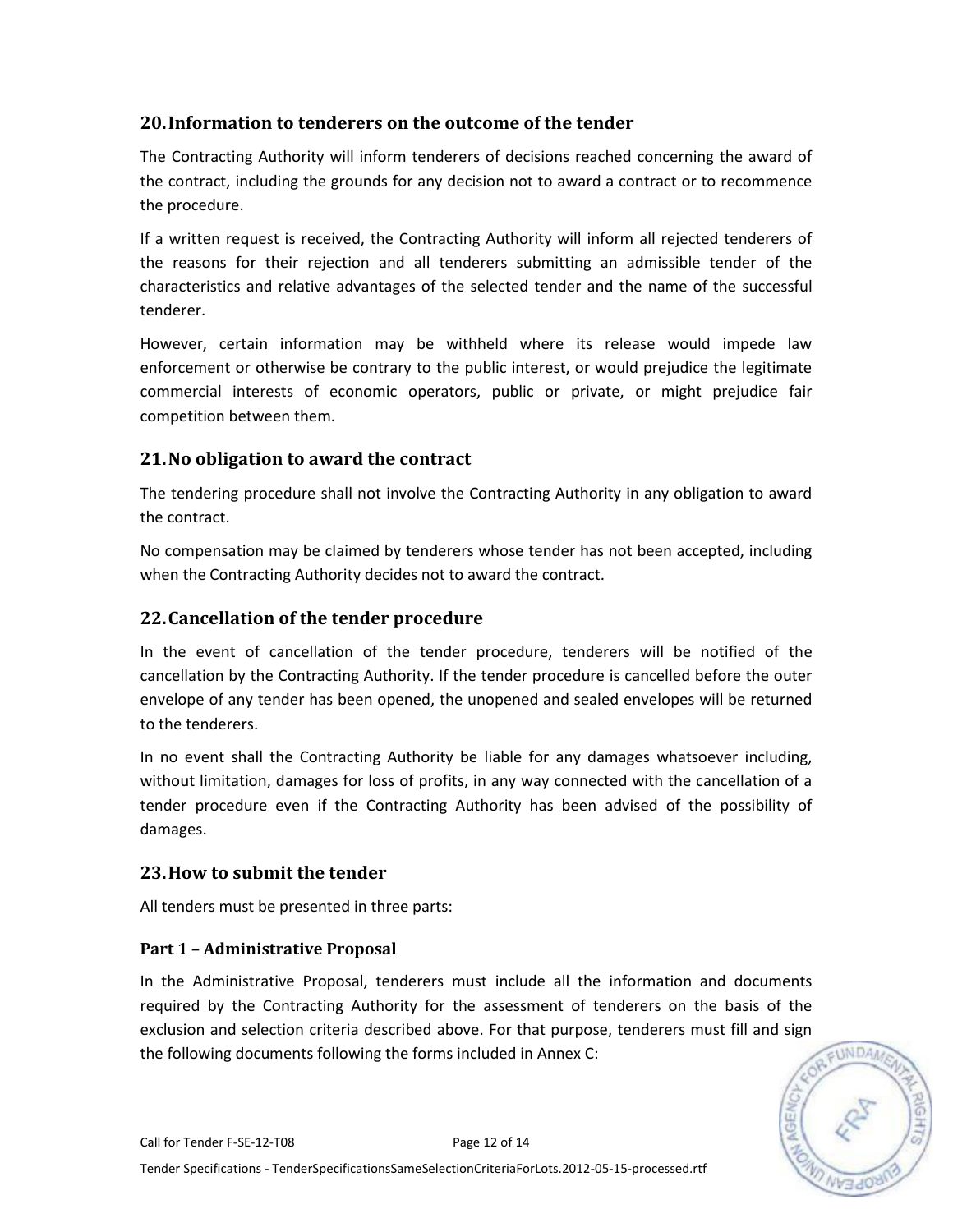## 20. Information to tenderers on the outcome of the tender

The Contracting Authority will inform tenderers of decisions reached concerning the award of the contract, including the grounds for any decision not to award a contract or to recommence the procedure.

If a written request is received, the Contracting Authority will inform all rejected tenderers of the reasons for their rejection and all tenderers submitting an admissible tender of the characteristics and relative advantages of the selected tender and the name of the successful tenderer.

However, certain information may be withheld where its release would impede law enforcement or otherwise be contrary to the public interest, or would prejudice the legitimate commercial interests of economic operators, public or private, or might prejudice fair competition between them.

## 21. No obligation to award the contract

The tendering procedure shall not involve the Contracting Authority in any obligation to award the contract.

No compensation may be claimed by tenderers whose tender has not been accepted, including when the Contracting Authority decides not to award the contract.

## 22. Cancellation of the tender procedure

In the event of cancellation of the tender procedure, tenderers will be notified of the cancellation by the Contracting Authority. If the tender procedure is cancelled before the outer envelope of any tender has been opened, the unopened and sealed envelopes will be returned to the tenderers.

In no event shall the Contracting Authority be liable for any damages whatsoever including, without limitation, damages for loss of profits, in any way connected with the cancellation of a tender procedure even if the Contracting Authority has been advised of the possibility of damages.

## 23. How to submit the tender

All tenders must be presented in three parts:

### Part 1 – Administrative Proposal

In the Administrative Proposal, tenderers must include all the information and documents required by the Contracting Authority for the assessment of tenderers on the basis of the exclusion and selection criteria described above. For that purpose, tenderers must fill and sign the following documents following the forms included in Annex C: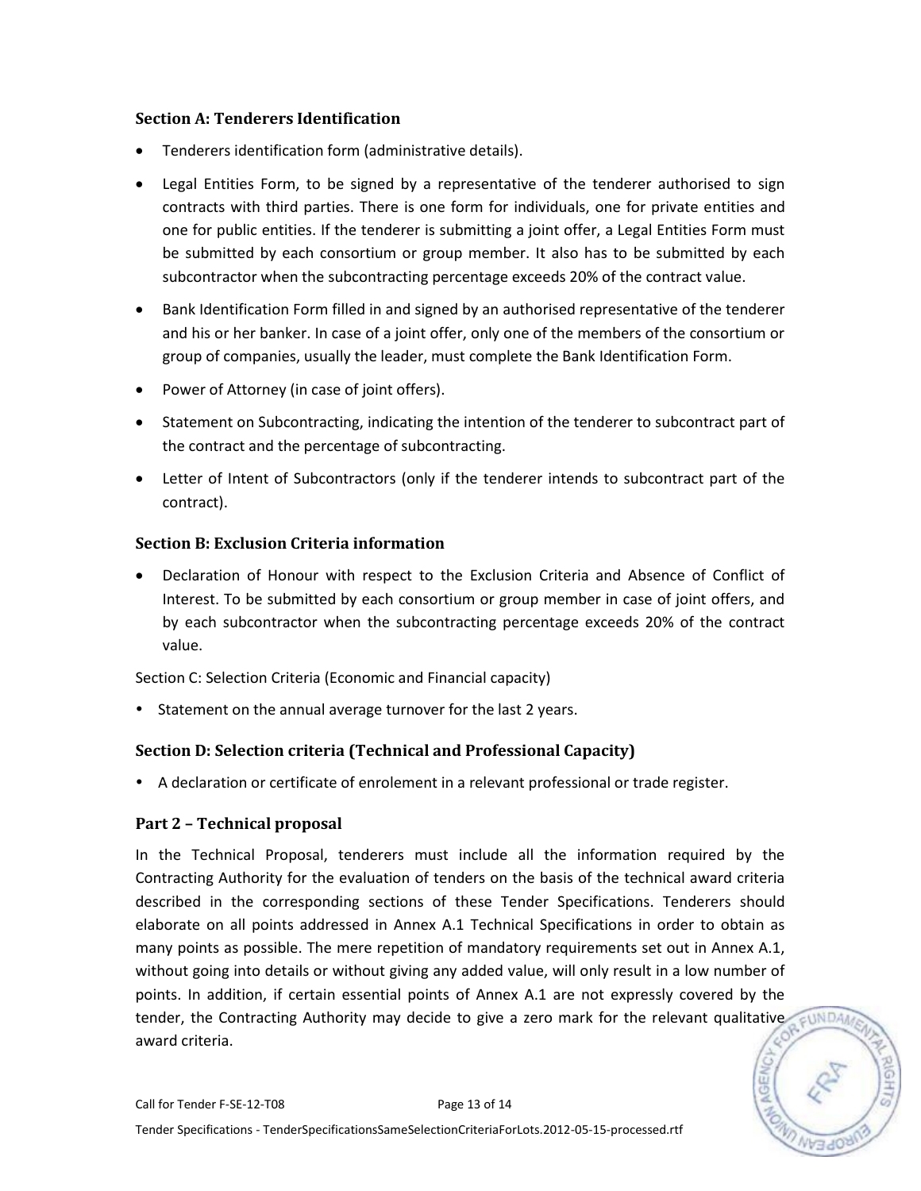### Section A: Tenderers Identification

- Tenderers identification form (administrative details).
- Legal Entities Form, to be signed by a representative of the tenderer authorised to sign contracts with third parties. There is one form for individuals, one for private entities and one for public entities. If the tenderer is submitting a joint offer, a Legal Entities Form must be submitted by each consortium or group member. It also has to be submitted by each subcontractor when the subcontracting percentage exceeds 20% of the contract value.
- Bank Identification Form filled in and signed by an authorised representative of the tenderer and his or her banker. In case of a joint offer, only one of the members of the consortium or group of companies, usually the leader, must complete the Bank Identification Form.
- Power of Attorney (in case of joint offers).
- Statement on Subcontracting, indicating the intention of the tenderer to subcontract part of the contract and the percentage of subcontracting.
- Letter of Intent of Subcontractors (only if the tenderer intends to subcontract part of the contract).

### Section B: Exclusion Criteria information

- Declaration of Honour with respect to the Exclusion Criteria and Absence of Conflict of Interest. To be submitted by each consortium or group member in case of joint offers, and by each subcontractor when the subcontracting percentage exceeds 20% of the contract value.

Section C: Selection Criteria (Economic and Financial capacity)

- Statement on the annual average turnover for the last 2 years.

### Section D: Selection criteria (Technical and Professional Capacity)

- A declaration or certificate of enrolement in a relevant professional or trade register.

### Part 2 – Technical proposal

In the Technical Proposal, tenderers must include all the information required by the Contracting Authority for the evaluation of tenders on the basis of the technical award criteria described in the corresponding sections of these Tender Specifications. Tenderers should elaborate on all points addressed in Annex A.1 Technical Specifications in order to obtain as many points as possible. The mere repetition of mandatory requirements set out in Annex A.1, without going into details or without giving any added value, will only result in a low number of points. In addition, if certain essential points of Annex A.1 are not expressly covered by the tender, the Contracting Authority may decide to give a zero mark for the relevant qualitative award criteria.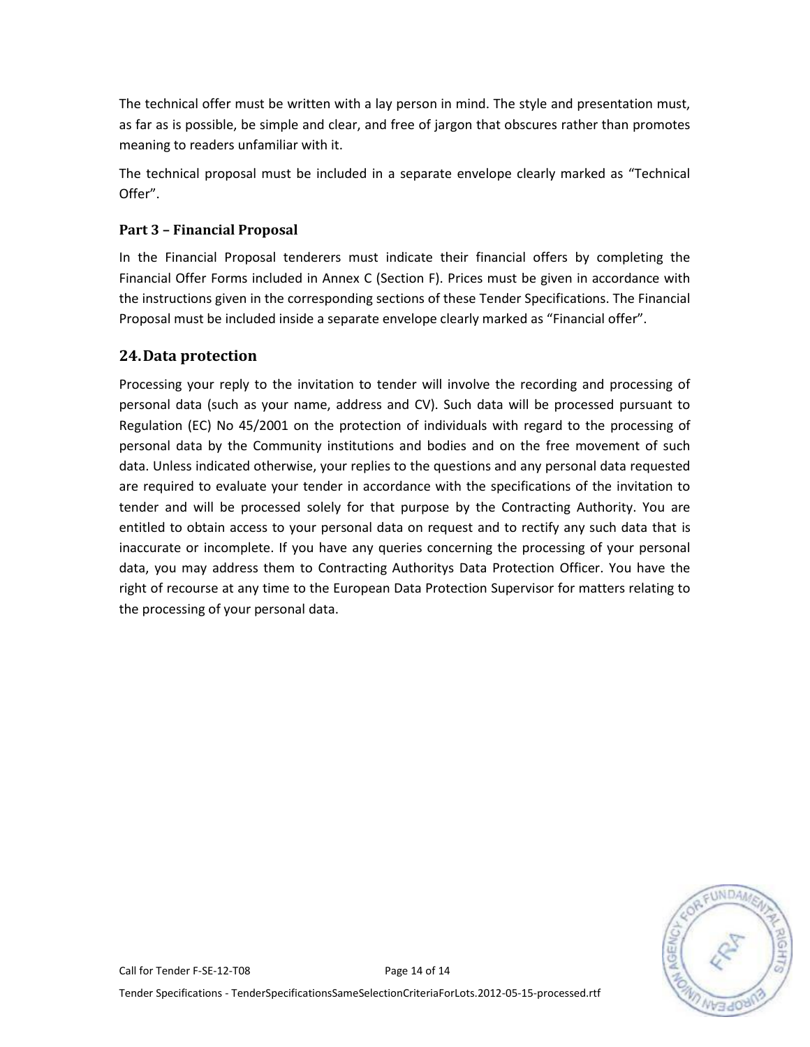The technical offer must be written with a lay person in mind. The style and presentation must, as far as is possible, be simple and clear, and free of jargon that obscures rather than promotes meaning to readers unfamiliar with it.

The technical proposal must be included in a separate envelope clearly marked as "Technical Offer".

### Part 3 – Financial Proposal

In the Financial Proposal tenderers must indicate their financial offers by completing the Financial Offer Forms included in Annex C (Section F). Prices must be given in accordance with the instructions given in the corresponding sections of these Tender Specifications. The Financial Proposal must be included inside a separate envelope clearly marked as "Financial offer".

## 24. Data protection

Processing your reply to the invitation to tender will involve the recording and processing of personal data (such as your name, address and CV). Such data will be processed pursuant to Regulation (EC) No 45/2001 on the protection of individuals with regard to the processing of personal data by the Community institutions and bodies and on the free movement of such data. Unless indicated otherwise, your replies to the questions and any personal data requested are required to evaluate your tender in accordance with the specifications of the invitation to tender and will be processed solely for that purpose by the Contracting Authority. You are entitled to obtain access to your personal data on request and to rectify any such data that is inaccurate or incomplete. If you have any queries concerning the processing of your personal data, you may address them to Contracting Authoritys Data Protection Officer. You have the right of recourse at any time to the European Data Protection Supervisor for matters relating to the processing of your personal data.